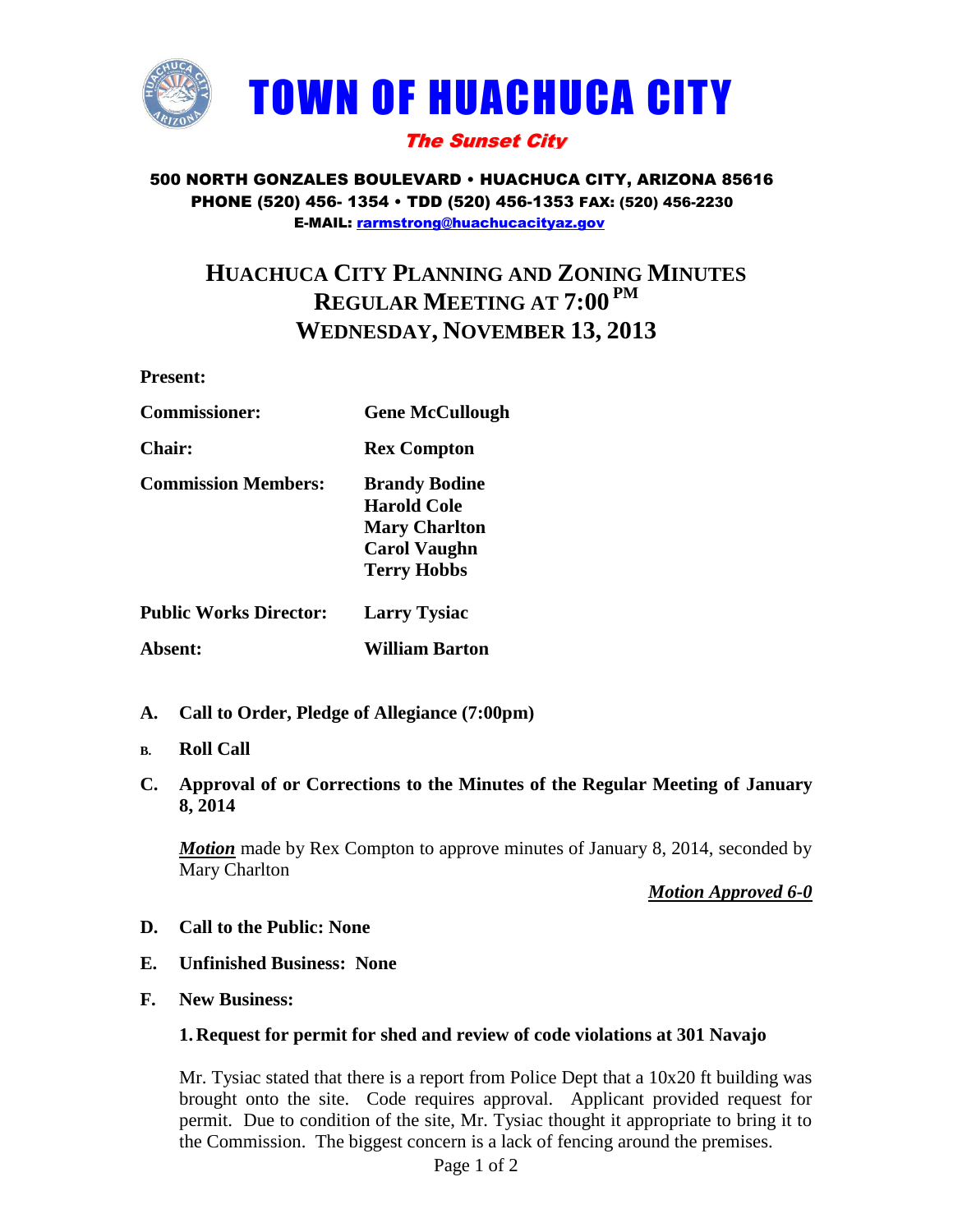# TOWN OF HUACHUCA CITY

*The Sunset City*

500 NORTH GONZALES BOULEVARD • HUACHUCA CITY, ARIZONA 85616
PHONE (520) 456- 1354 • TDD (520) 456-1353 FAX: (520) 456-2230
E-MAIL: rarmstrong@huachucacityaz.gov

## HUACHUCA CITY PLANNING AND ZONING MINUTES
## REGULAR MEETING AT 7:00 PM
## WEDNESDAY, NOVEMBER 13, 2013

**Present:**

| | |
|---|---|
| **Commissioner:** | **Gene McCullough** |
| **Chair:** | **Rex Compton** |
| **Commission Members:** | **Brandy Bodine**<br>**Harold Cole**<br>**Mary Charlton**<br>**Carol Vaughn**<br>**Terry Hobbs** |
| **Public Works Director:** | **Larry Tysiac** |
| **Absent:** | **William Barton** |

**A. Call to Order, Pledge of Allegiance (7:00pm)**

**B. Roll Call**

**C. Approval of or Corrections to the Minutes of the Regular Meeting of January 8, 2014**

***Motion*** made by Rex Compton to approve minutes of January 8, 2014, seconded by Mary Charlton

***Motion Approved 6-0***

**D. Call to the Public: None**

**E. Unfinished Business: None**

**F. New Business:**

**1. Request for permit for shed and review of code violations at 301 Navajo**

Mr. Tysiac stated that there is a report from Police Dept that a 10x20 ft building was brought onto the site. Code requires approval. Applicant provided request for permit. Due to condition of the site, Mr. Tysiac thought it appropriate to bring it to the Commission. The biggest concern is a lack of fencing around the premises.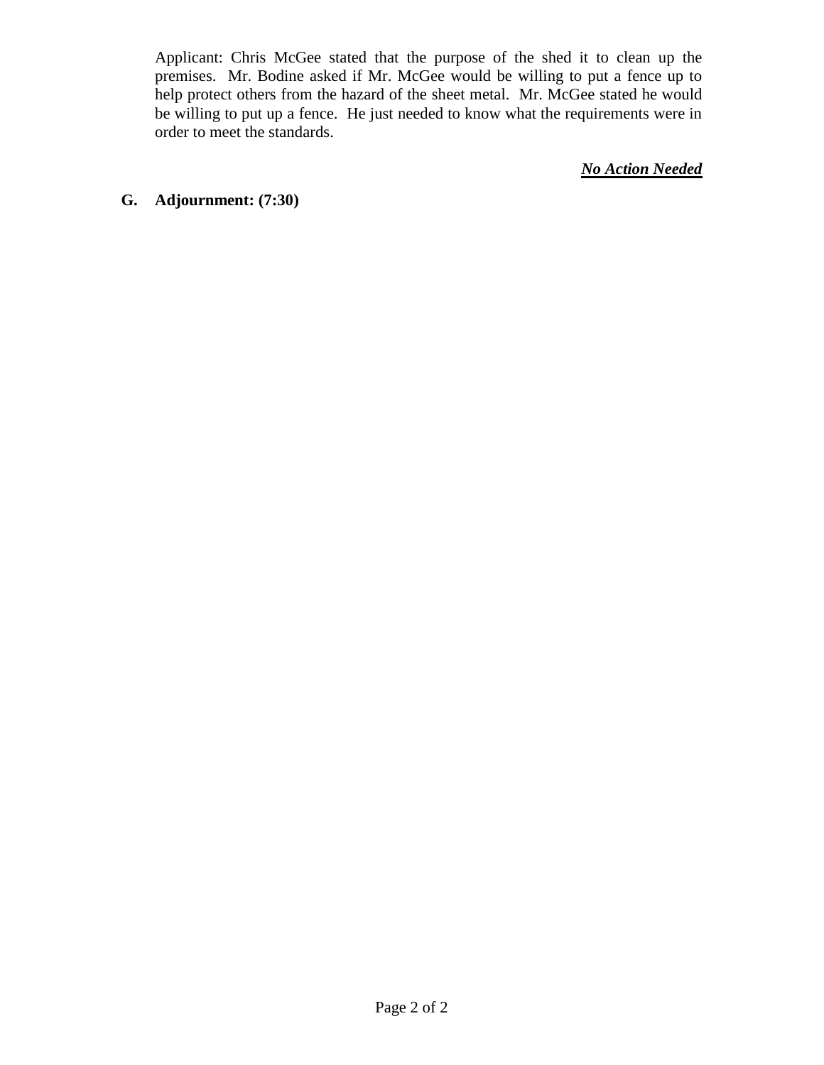Applicant: Chris McGee stated that the purpose of the shed it to clean up the premises. Mr. Bodine asked if Mr. McGee would be willing to put a fence up to help protect others from the hazard of the sheet metal. Mr. McGee stated he would be willing to put up a fence. He just needed to know what the requirements were in order to meet the standards.

***No Action Needed***

**G. Adjournment: (7:30)**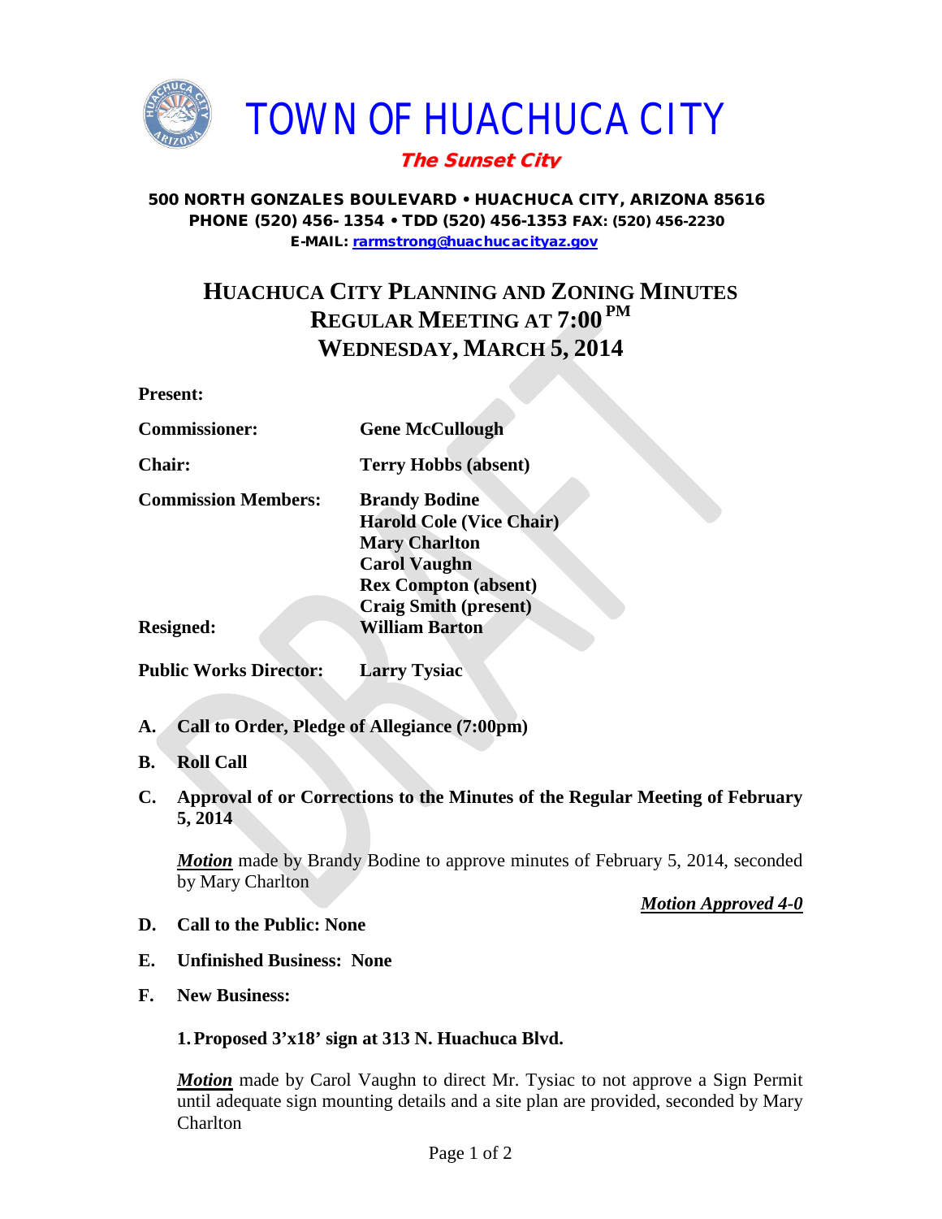# TOWN OF HUACHUCA CITY

***The Sunset City***

**500 NORTH GONZALES BOULEVARD • HUACHUCA CITY, ARIZONA 85616**
**PHONE (520) 456- 1354 • TDD (520) 456-1353 FAX: (520) 456-2230**
**E-MAIL: rarmstrong@huachucacityaz.gov**

## HUACHUCA CITY PLANNING AND ZONING MINUTES
## REGULAR MEETING AT 7:00 PM
## WEDNESDAY, MARCH 5, 2014

**Present:**

| | |
|---|---|
| **Commissioner:** | **Gene McCullough** |
| **Chair:** | **Terry Hobbs (absent)** |
| **Commission Members:** | **Brandy Bodine**<br>**Harold Cole (Vice Chair)**<br>**Mary Charlton**<br>**Carol Vaughn**<br>**Rex Compton (absent)**<br>**Craig Smith (present)** |
| **Resigned:** | **William Barton** |
| **Public Works Director:** | **Larry Tysiac** |

**A. Call to Order, Pledge of Allegiance (7:00pm)**

**B. Roll Call**

**C. Approval of or Corrections to the Minutes of the Regular Meeting of February 5, 2014**

***Motion*** made by Brandy Bodine to approve minutes of February 5, 2014, seconded by Mary Charlton

***Motion Approved 4-0***

**D. Call to the Public: None**

**E. Unfinished Business: None**

**F. New Business:**

**1. Proposed 3'x18' sign at 313 N. Huachuca Blvd.**

***Motion*** made by Carol Vaughn to direct Mr. Tysiac to not approve a Sign Permit until adequate sign mounting details and a site plan are provided, seconded by Mary Charlton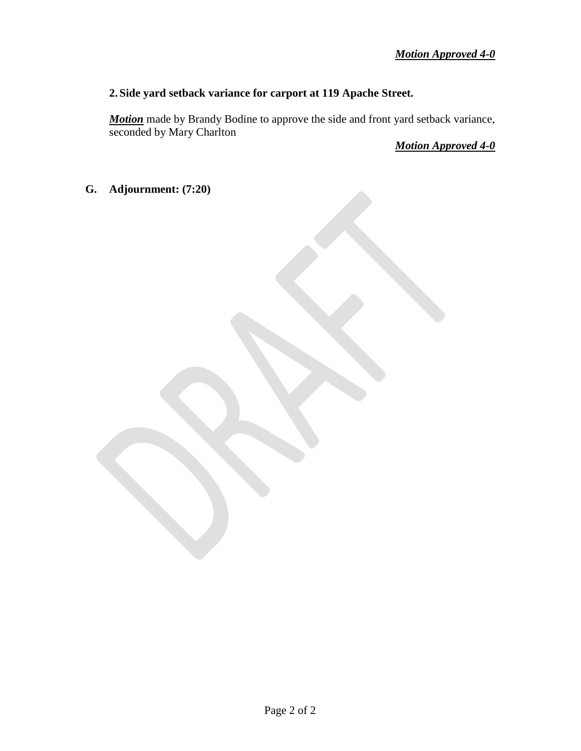***Motion Approved 4-0***

**2. Side yard setback variance for carport at 119 Apache Street.**

***Motion*** made by Brandy Bodine to approve the side and front yard setback variance, seconded by Mary Charlton

***Motion Approved 4-0***

**G. Adjournment: (7:20)**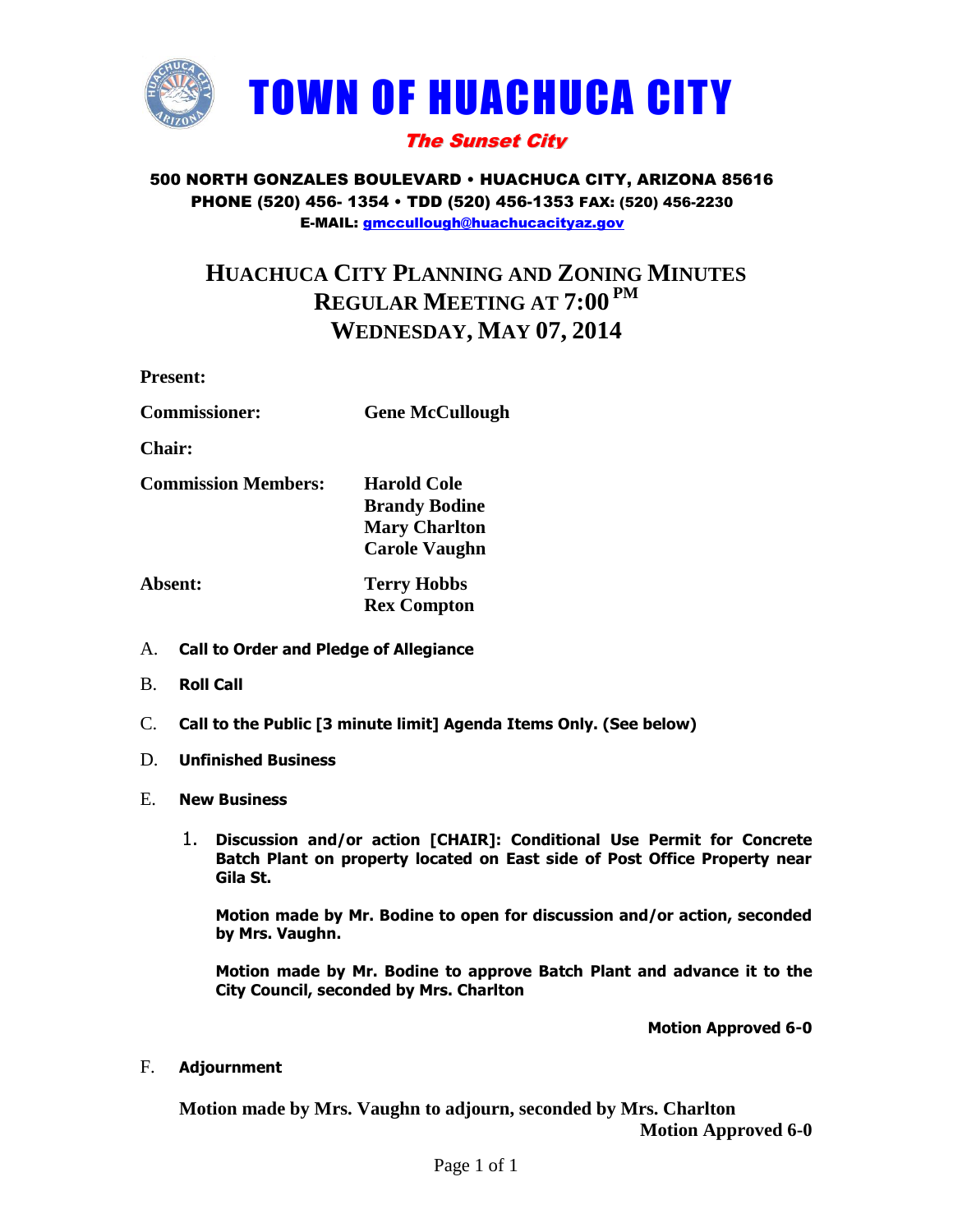# TOWN OF HUACHUCA CITY

***The Sunset City***

**500 NORTH GONZALES BOULEVARD • HUACHUCA CITY, ARIZONA 85616**
**PHONE (520) 456- 1354 • TDD (520) 456-1353 FAX: (520) 456-2230**
**E-MAIL: gmccullough@huachucacityaz.gov**

## HUACHUCA CITY PLANNING AND ZONING MINUTES
## REGULAR MEETING AT 7:00 PM
## WEDNESDAY, MAY 07, 2014

**Present:**

| | |
|---|---|
| **Commissioner:** | **Gene McCullough** |
| **Chair:** | |
| **Commission Members:** | **Harold Cole**<br>**Brandy Bodine**<br>**Mary Charlton**<br>**Carole Vaughn** |
| **Absent:** | **Terry Hobbs**<br>**Rex Compton** |

A. **Call to Order and Pledge of Allegiance**

B. **Roll Call**

C. **Call to the Public [3 minute limit] Agenda Items Only. (See below)**

D. **Unfinished Business**

E. **New Business**

1. **Discussion and/or action [CHAIR]: Conditional Use Permit for Concrete Batch Plant on property located on East side of Post Office Property near Gila St.**

   **Motion made by Mr. Bodine to open for discussion and/or action, seconded by Mrs. Vaughn.**

   **Motion made by Mr. Bodine to approve Batch Plant and advance it to the City Council, seconded by Mrs. Charlton**

   **Motion Approved 6-0**

F. **Adjournment**

**Motion made by Mrs. Vaughn to adjourn, seconded by Mrs. Charlton**
**Motion Approved 6-0**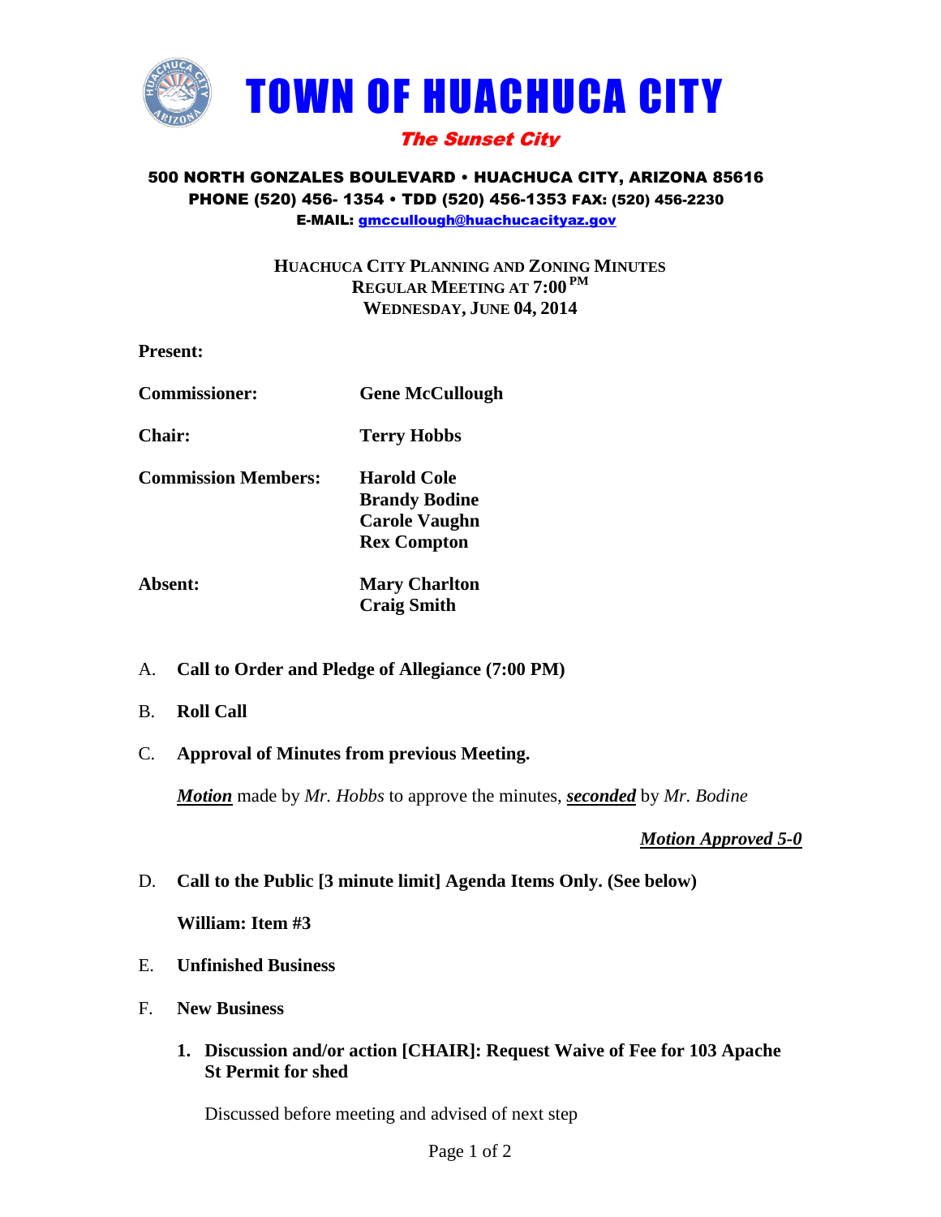# TOWN OF HUACHUCA CITY

***The Sunset City***

**500 NORTH GONZALES BOULEVARD • HUACHUCA CITY, ARIZONA 85616**
**PHONE (520) 456- 1354 • TDD (520) 456-1353 FAX: (520) 456-2230**
**E-MAIL: gmccullough@huachucacityaz.gov**

**HUACHUCA CITY PLANNING AND ZONING MINUTES**
**REGULAR MEETING AT 7:00 PM**
**WEDNESDAY, JUNE 04, 2014**

**Present:**

| | |
|---|---|
| **Commissioner:** | **Gene McCullough** |
| **Chair:** | **Terry Hobbs** |
| **Commission Members:** | **Harold Cole**<br>**Brandy Bodine**<br>**Carole Vaughn**<br>**Rex Compton** |
| **Absent:** | **Mary Charlton**<br>**Craig Smith** |

A. **Call to Order and Pledge of Allegiance (7:00 PM)**

B. **Roll Call**

C. **Approval of Minutes from previous Meeting.**

*__Motion__* made by *Mr. Hobbs* to approve the minutes, *__seconded__* by *Mr. Bodine*

*__Motion Approved 5-0__*

D. **Call to the Public [3 minute limit] Agenda Items Only. (See below)**

**William: Item #3**

E. **Unfinished Business**

F. **New Business**

1. **Discussion and/or action [CHAIR]: Request Waive of Fee for 103 Apache St Permit for shed**

   Discussed before meeting and advised of next step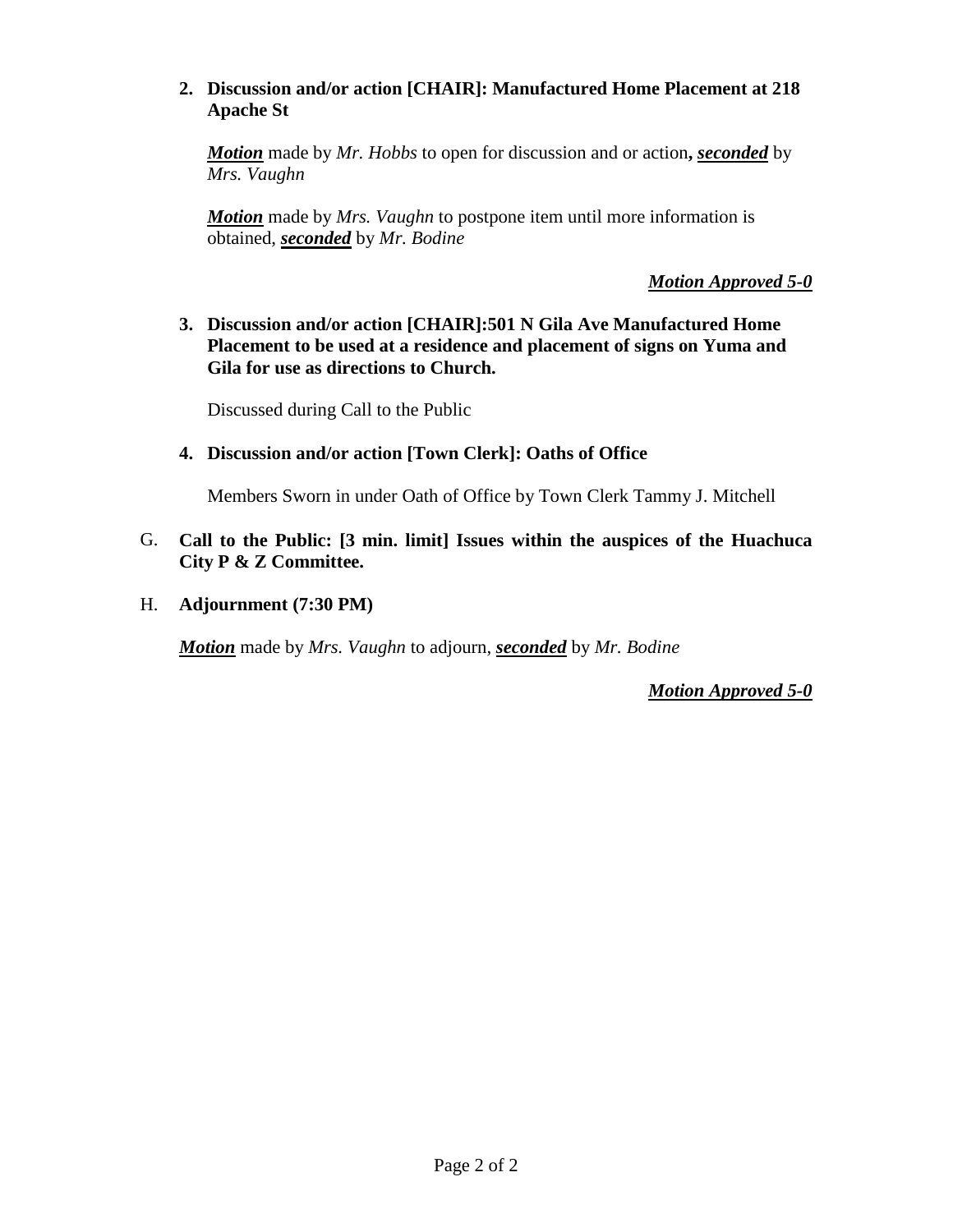2. **Discussion and/or action [CHAIR]: Manufactured Home Placement at 218 Apache St**

   ***Motion*** made by *Mr. Hobbs* to open for discussion and or action**,** ***seconded*** by *Mrs. Vaughn*

   ***Motion*** made by *Mrs. Vaughn* to postpone item until more information is obtained, ***seconded*** by *Mr. Bodine*

   ***Motion Approved 5-0***

3. **Discussion and/or action [CHAIR]:501 N Gila Ave Manufactured Home Placement to be used at a residence and placement of signs on Yuma and Gila for use as directions to Church.**

   Discussed during Call to the Public

4. **Discussion and/or action [Town Clerk]: Oaths of Office**

   Members Sworn in under Oath of Office by Town Clerk Tammy J. Mitchell

G. **Call to the Public: [3 min. limit] Issues within the auspices of the Huachuca City P & Z Committee.**

H. **Adjournment (7:30 PM)**

***Motion*** made by *Mrs. Vaughn* to adjourn, ***seconded*** by *Mr. Bodine*

***Motion Approved 5-0***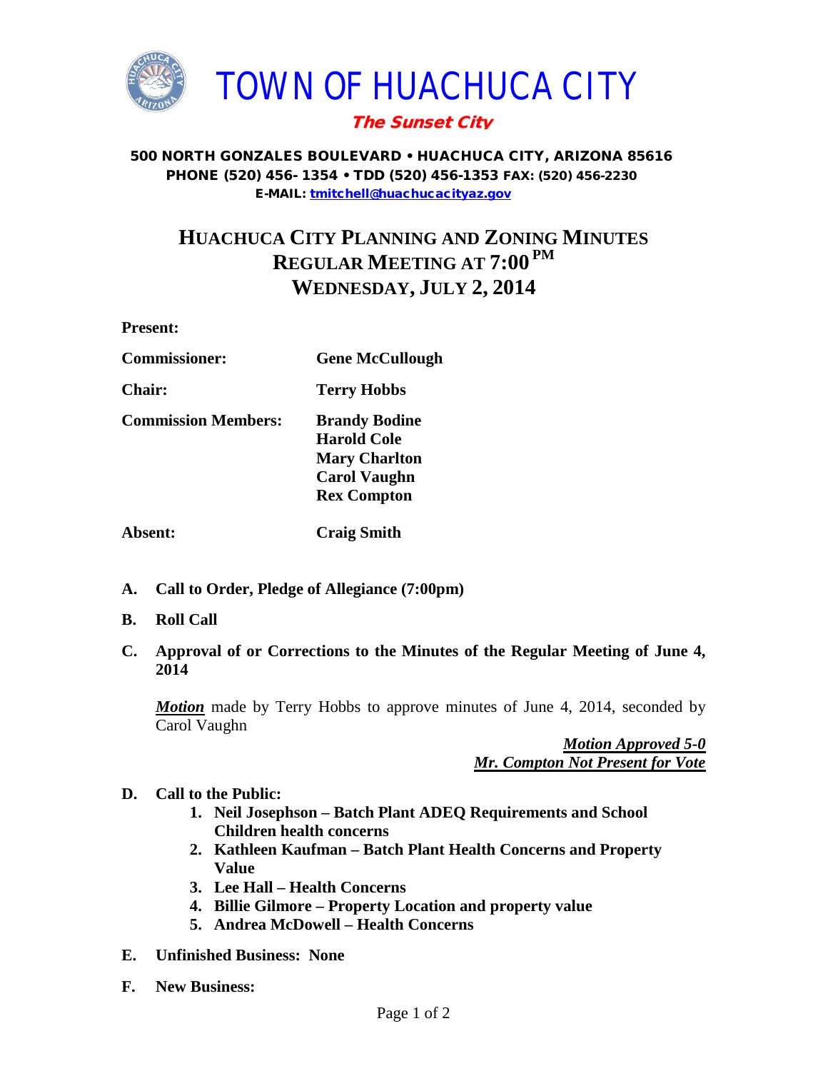# TOWN OF HUACHUCA CITY

***The Sunset City***

**500 NORTH GONZALES BOULEVARD • HUACHUCA CITY, ARIZONA 85616**
**PHONE (520) 456-1354 • TDD (520) 456-1353 FAX: (520) 456-2230**
**E-MAIL: tmitchell@huachucacityaz.gov**

## HUACHUCA CITY PLANNING AND ZONING MINUTES
## REGULAR MEETING AT 7:00 PM
## WEDNESDAY, JULY 2, 2014

**Present:**

| | |
|---|---|
| **Commissioner:** | **Gene McCullough** |
| **Chair:** | **Terry Hobbs** |
| **Commission Members:** | **Brandy Bodine**<br>**Harold Cole**<br>**Mary Charlton**<br>**Carol Vaughn**<br>**Rex Compton** |
| **Absent:** | **Craig Smith** |

**A. Call to Order, Pledge of Allegiance (7:00pm)**

**B. Roll Call**

**C. Approval of or Corrections to the Minutes of the Regular Meeting of June 4, 2014**

***Motion*** made by Terry Hobbs to approve minutes of June 4, 2014, seconded by Carol Vaughn

***Motion Approved 5-0***
***Mr. Compton Not Present for Vote***

**D. Call to the Public:**

1. **Neil Josephson – Batch Plant ADEQ Requirements and School Children health concerns**
2. **Kathleen Kaufman – Batch Plant Health Concerns and Property Value**
3. **Lee Hall – Health Concerns**
4. **Billie Gilmore – Property Location and property value**
5. **Andrea McDowell – Health Concerns**

**E. Unfinished Business: None**

**F. New Business:**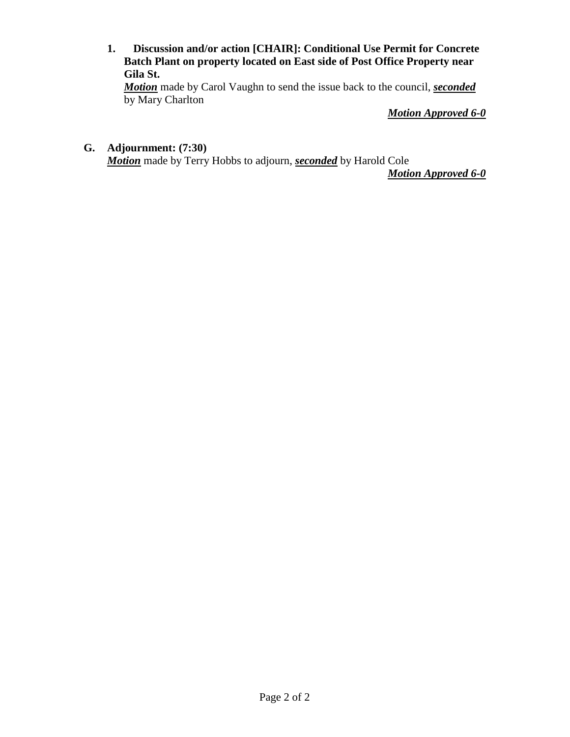1. **Discussion and/or action [CHAIR]: Conditional Use Permit for Concrete Batch Plant on property located on East side of Post Office Property near Gila St.**

   ***Motion*** made by Carol Vaughn to send the issue back to the council, ***seconded*** by Mary Charlton

   ***Motion Approved 6-0***

**G. Adjournment: (7:30)**

***Motion*** made by Terry Hobbs to adjourn, ***seconded*** by Harold Cole

***Motion Approved 6-0***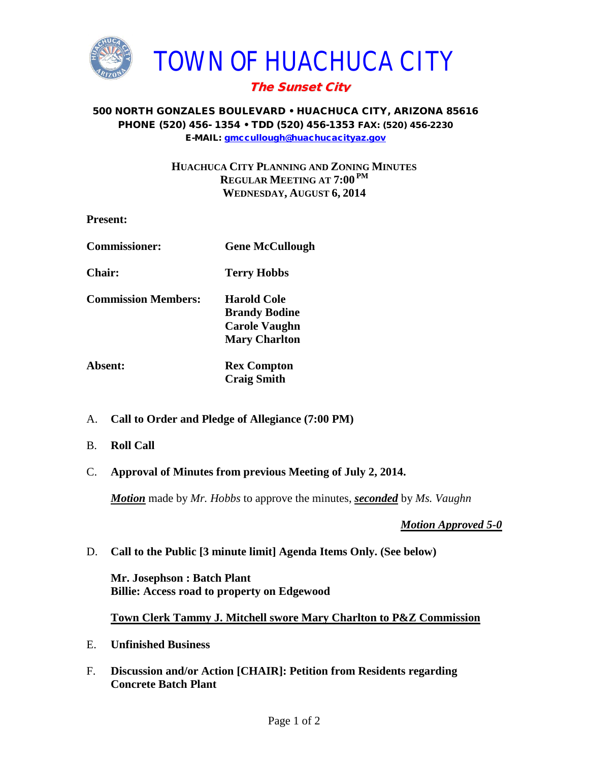# TOWN OF HUACHUCA CITY

***The Sunset City***

**500 NORTH GONZALES BOULEVARD • HUACHUCA CITY, ARIZONA 85616**
**PHONE (520) 456-1354 • TDD (520) 456-1353 FAX: (520) 456-2230**
**E-MAIL: gmccullough@huachucacityaz.gov**

**HUACHUCA CITY PLANNING AND ZONING MINUTES**
**REGULAR MEETING AT 7:00 PM**
**WEDNESDAY, AUGUST 6, 2014**

**Present:**

| | |
|---|---|
| **Commissioner:** | **Gene McCullough** |
| **Chair:** | **Terry Hobbs** |
| **Commission Members:** | **Harold Cole**<br>**Brandy Bodine**<br>**Carole Vaughn**<br>**Mary Charlton** |
| **Absent:** | **Rex Compton**<br>**Craig Smith** |

A. **Call to Order and Pledge of Allegiance (7:00 PM)**

B. **Roll Call**

C. **Approval of Minutes from previous Meeting of July 2, 2014.**

***Motion*** made by *Mr. Hobbs* to approve the minutes, ***seconded*** by *Ms. Vaughn*

***Motion Approved 5-0***

D. **Call to the Public [3 minute limit] Agenda Items Only. (See below)**

**Mr. Josephson : Batch Plant**
**Billie: Access road to property on Edgewood**

**Town Clerk Tammy J. Mitchell swore Mary Charlton to P&Z Commission**

E. **Unfinished Business**

F. **Discussion and/or Action [CHAIR]: Petition from Residents regarding Concrete Batch Plant**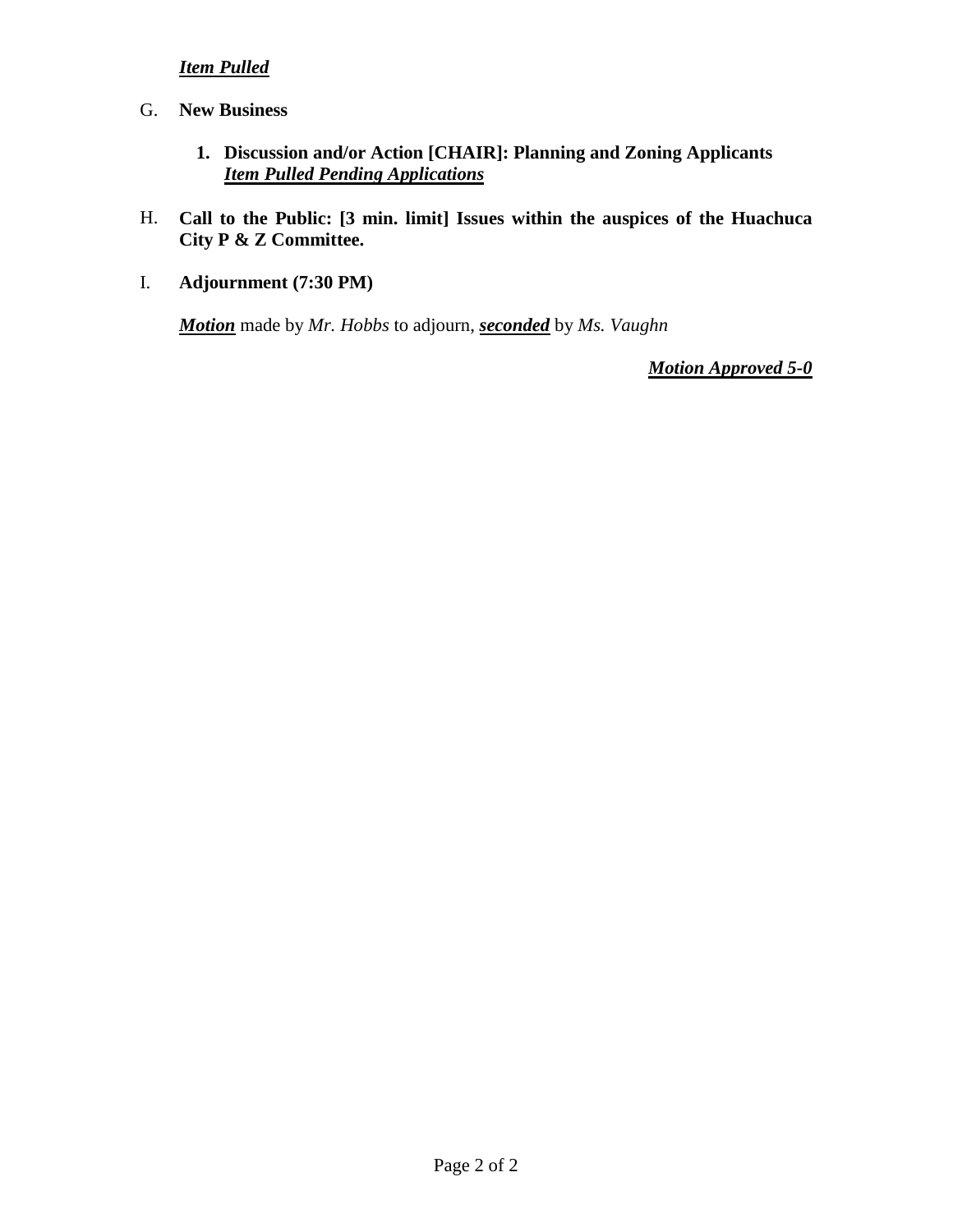***Item Pulled***

G. **New Business**

   1. **Discussion and/or Action [CHAIR]: Planning and Zoning Applicants**
      ***Item Pulled Pending Applications***

H. **Call to the Public: [3 min. limit] Issues within the auspices of the Huachuca City P & Z Committee.**

I. **Adjournment (7:30 PM)**

***Motion*** made by *Mr. Hobbs* to adjourn, ***seconded*** by *Ms. Vaughn*

***Motion Approved 5-0***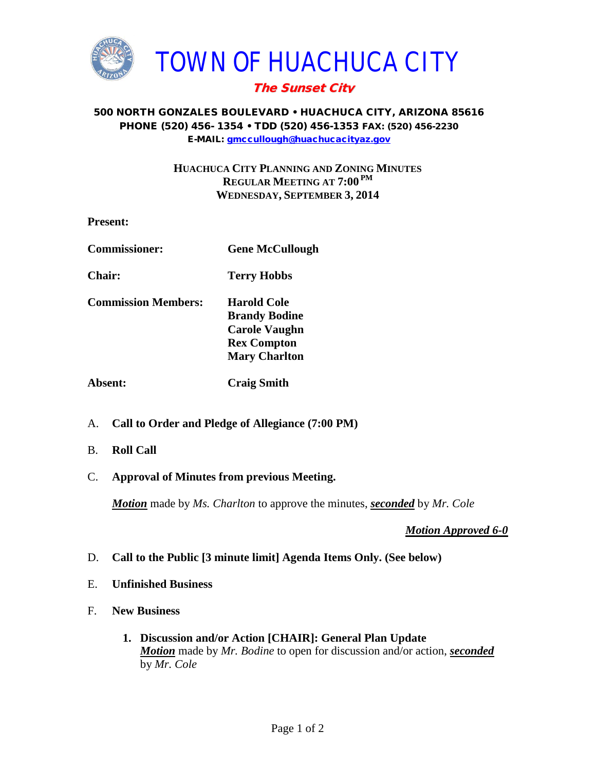# TOWN OF HUACHUCA CITY

***The Sunset City***

**500 NORTH GONZALES BOULEVARD • HUACHUCA CITY, ARIZONA 85616**
**PHONE (520) 456- 1354 • TDD (520) 456-1353 FAX: (520) 456-2230**
**E-MAIL: gmccullough@huachucacityaz.gov**

**HUACHUCA CITY PLANNING AND ZONING MINUTES**
**REGULAR MEETING AT 7:00 PM**
**WEDNESDAY, SEPTEMBER 3, 2014**

**Present:**

**Commissioner:** **Gene McCullough**

**Chair:** **Terry Hobbs**

**Commission Members:** **Harold Cole**
**Brandy Bodine**
**Carole Vaughn**
**Rex Compton**
**Mary Charlton**

**Absent:** **Craig Smith**

A. **Call to Order and Pledge of Allegiance (7:00 PM)**

B. **Roll Call**

C. **Approval of Minutes from previous Meeting.**

***Motion*** made by *Ms. Charlton* to approve the minutes, ***seconded*** by *Mr. Cole*

***Motion Approved 6-0***

D. **Call to the Public [3 minute limit] Agenda Items Only. (See below)**

E. **Unfinished Business**

F. **New Business**

1. **Discussion and/or Action [CHAIR]: General Plan Update**
***Motion*** made by *Mr. Bodine* to open for discussion and/or action, ***seconded*** by *Mr. Cole*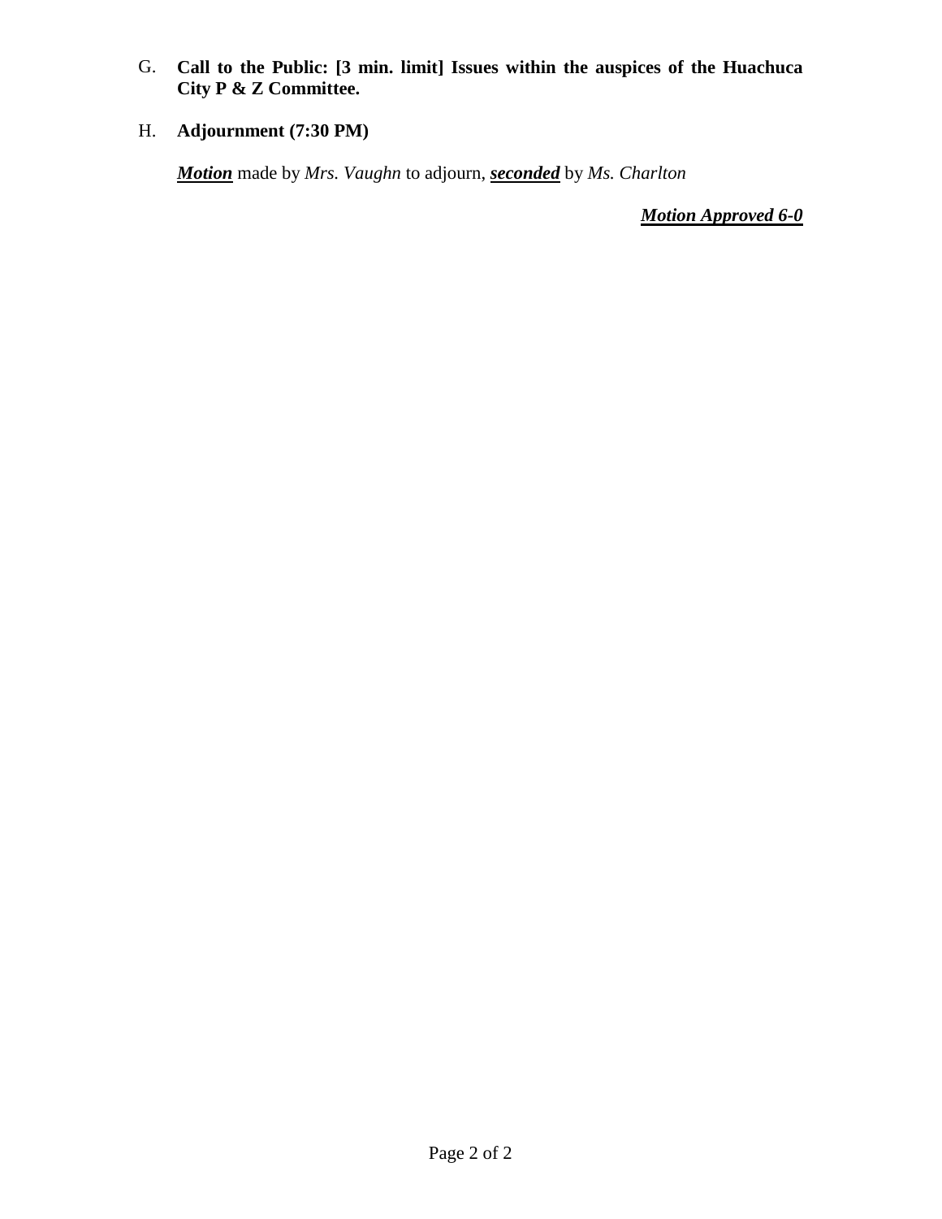G. **Call to the Public: [3 min. limit] Issues within the auspices of the Huachuca City P & Z Committee.**

H. **Adjournment (7:30 PM)**

***Motion*** made by *Mrs. Vaughn* to adjourn, ***seconded*** by *Ms. Charlton*

***Motion Approved 6-0***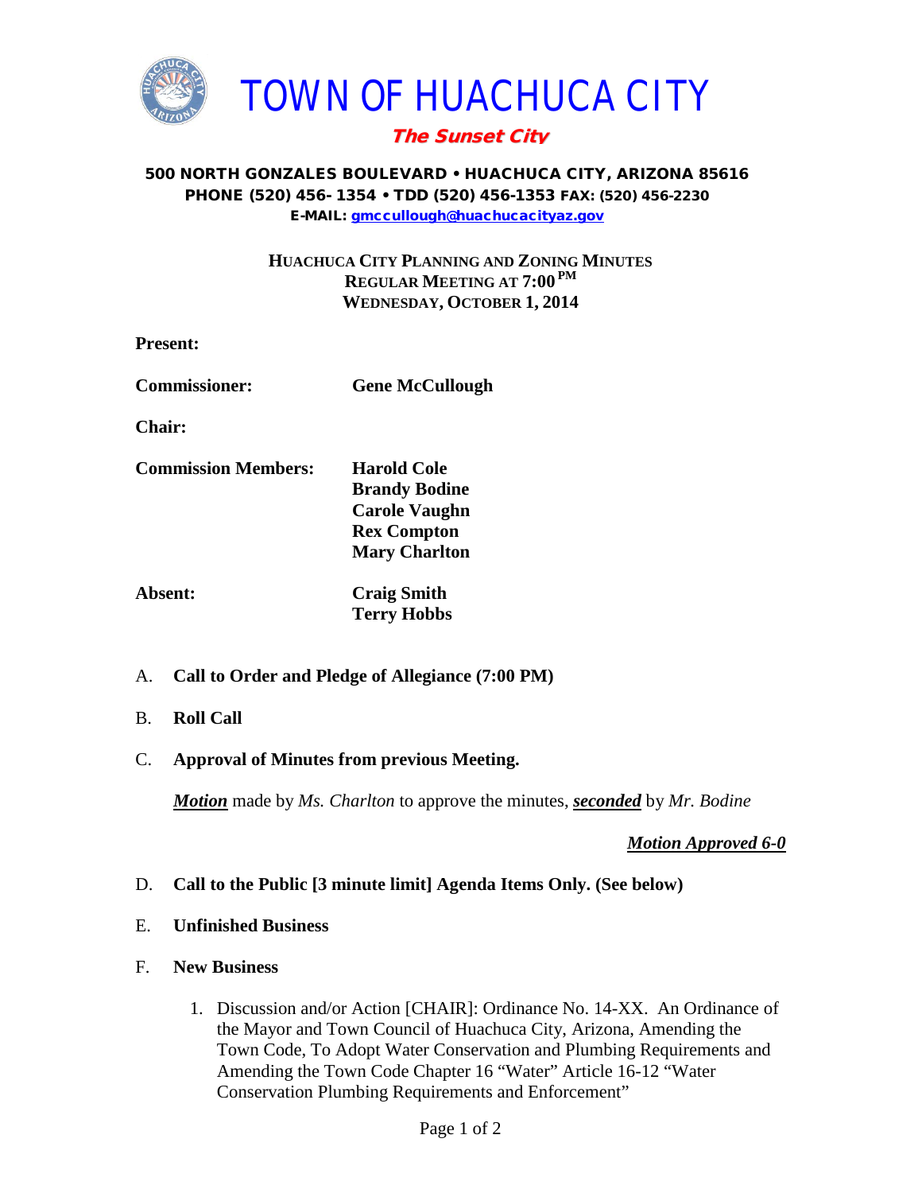# TOWN OF HUACHUCA CITY

***The Sunset City***

**500 NORTH GONZALES BOULEVARD • HUACHUCA CITY, ARIZONA 85616**
**PHONE (520) 456- 1354 • TDD (520) 456-1353 FAX: (520) 456-2230**
**E-MAIL: gmccullough@huachucacityaz.gov**

**HUACHUCA CITY PLANNING AND ZONING MINUTES**
**REGULAR MEETING AT 7:00 PM**
**WEDNESDAY, OCTOBER 1, 2014**

**Present:**

**Commissioner:** **Gene McCullough**

**Chair:**

**Commission Members:** **Harold Cole**
**Brandy Bodine**
**Carole Vaughn**
**Rex Compton**
**Mary Charlton**

**Absent:** **Craig Smith**
**Terry Hobbs**

A. **Call to Order and Pledge of Allegiance (7:00 PM)**

B. **Roll Call**

C. **Approval of Minutes from previous Meeting.**

***Motion*** made by *Ms. Charlton* to approve the minutes, ***seconded*** by *Mr. Bodine*

***Motion Approved 6-0***

D. **Call to the Public [3 minute limit] Agenda Items Only. (See below)**

E. **Unfinished Business**

F. **New Business**

1. Discussion and/or Action [CHAIR]: Ordinance No. 14-XX. An Ordinance of the Mayor and Town Council of Huachuca City, Arizona, Amending the Town Code, To Adopt Water Conservation and Plumbing Requirements and Amending the Town Code Chapter 16 "Water" Article 16-12 "Water Conservation Plumbing Requirements and Enforcement"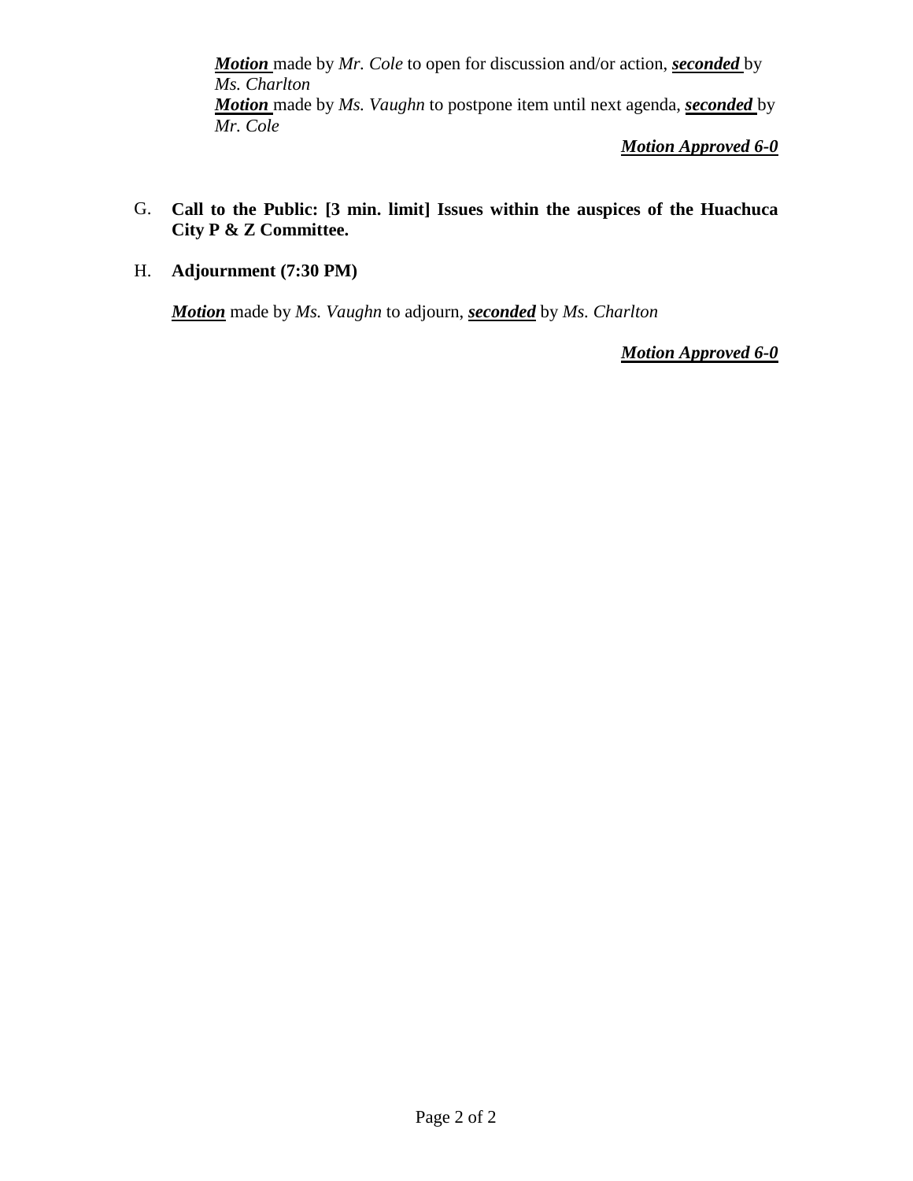***Motion*** made by *Mr. Cole* to open for discussion and/or action, ***seconded*** by *Ms. Charlton*
***Motion*** made by *Ms. Vaughn* to postpone item until next agenda, ***seconded*** by *Mr. Cole*

***Motion Approved 6-0***

G. **Call to the Public: [3 min. limit] Issues within the auspices of the Huachuca City P & Z Committee.**

H. **Adjournment (7:30 PM)**

***Motion*** made by *Ms. Vaughn* to adjourn, ***seconded*** by *Ms. Charlton*

***Motion Approved 6-0***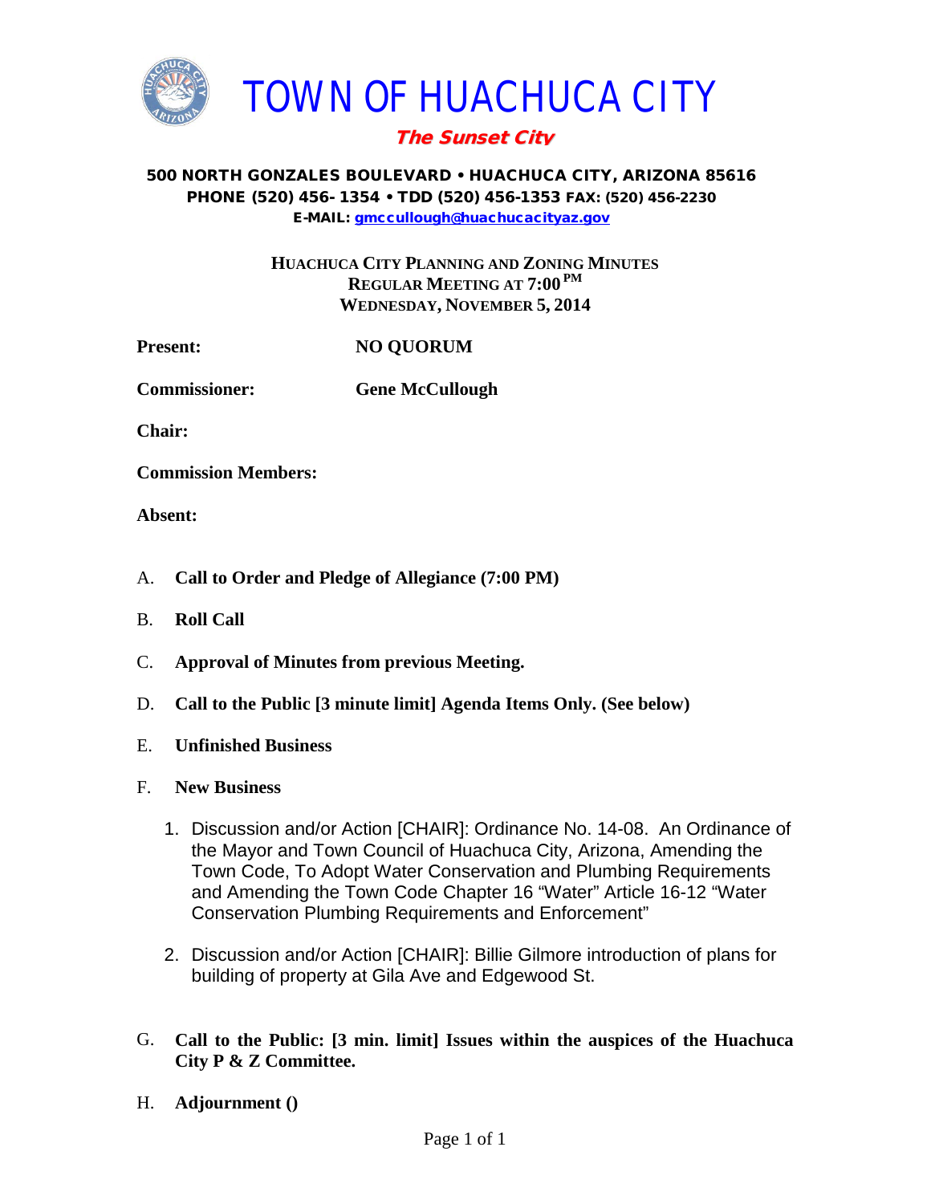# TOWN OF HUACHUCA CITY

***The Sunset City***

**500 NORTH GONZALES BOULEVARD • HUACHUCA CITY, ARIZONA 85616**
**PHONE (520) 456- 1354 • TDD (520) 456-1353 FAX: (520) 456-2230**
**E-MAIL: gmccullough@huachucacityaz.gov**

**HUACHUCA CITY PLANNING AND ZONING MINUTES**
**REGULAR MEETING AT 7:00 PM**
**WEDNESDAY, NOVEMBER 5, 2014**

**Present:** **NO QUORUM**

**Commissioner:** **Gene McCullough**

**Chair:**

**Commission Members:**

**Absent:**

A. **Call to Order and Pledge of Allegiance (7:00 PM)**

B. **Roll Call**

C. **Approval of Minutes from previous Meeting.**

D. **Call to the Public [3 minute limit] Agenda Items Only. (See below)**

E. **Unfinished Business**

F. **New Business**

1. Discussion and/or Action [CHAIR]: Ordinance No. 14-08. An Ordinance of the Mayor and Town Council of Huachuca City, Arizona, Amending the Town Code, To Adopt Water Conservation and Plumbing Requirements and Amending the Town Code Chapter 16 "Water" Article 16-12 "Water Conservation Plumbing Requirements and Enforcement"

2. Discussion and/or Action [CHAIR]: Billie Gilmore introduction of plans for building of property at Gila Ave and Edgewood St.

G. **Call to the Public: [3 min. limit] Issues within the auspices of the Huachuca City P & Z Committee.**

H. **Adjournment ()**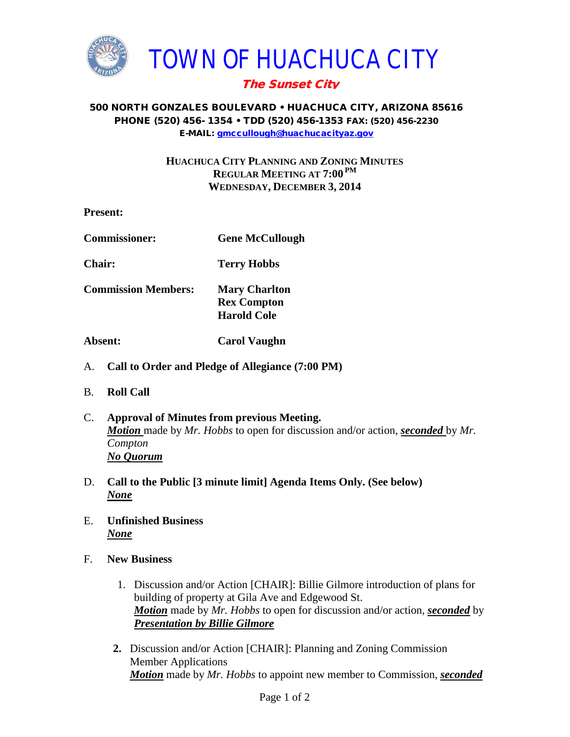# TOWN OF HUACHUCA CITY

***The Sunset City***

**500 NORTH GONZALES BOULEVARD • HUACHUCA CITY, ARIZONA 85616**
**PHONE (520) 456- 1354 • TDD (520) 456-1353 FAX: (520) 456-2230**
**E-MAIL: gmccullough@huachucacityaz.gov**

**HUACHUCA CITY PLANNING AND ZONING MINUTES**
**REGULAR MEETING AT 7:00 PM**
**WEDNESDAY, DECEMBER 3, 2014**

**Present:**

| | |
|---|---|
| **Commissioner:** | **Gene McCullough** |
| **Chair:** | **Terry Hobbs** |
| **Commission Members:** | **Mary Charlton**<br>**Rex Compton**<br>**Harold Cole** |
| **Absent:** | **Carol Vaughn** |

A. **Call to Order and Pledge of Allegiance (7:00 PM)**

B. **Roll Call**

C. **Approval of Minutes from previous Meeting.**
***Motion*** made by *Mr. Hobbs* to open for discussion and/or action, ***seconded*** by *Mr. Compton*
***No Quorum***

D. **Call to the Public [3 minute limit] Agenda Items Only. (See below)**
***None***

E. **Unfinished Business**
***None***

F. **New Business**

1. Discussion and/or Action [CHAIR]: Billie Gilmore introduction of plans for building of property at Gila Ave and Edgewood St.
***Motion*** made by *Mr. Hobbs* to open for discussion and/or action, ***seconded*** by
***Presentation by Billie Gilmore***

2. Discussion and/or Action [CHAIR]: Planning and Zoning Commission Member Applications
***Motion*** made by *Mr. Hobbs* to appoint new member to Commission, ***seconded***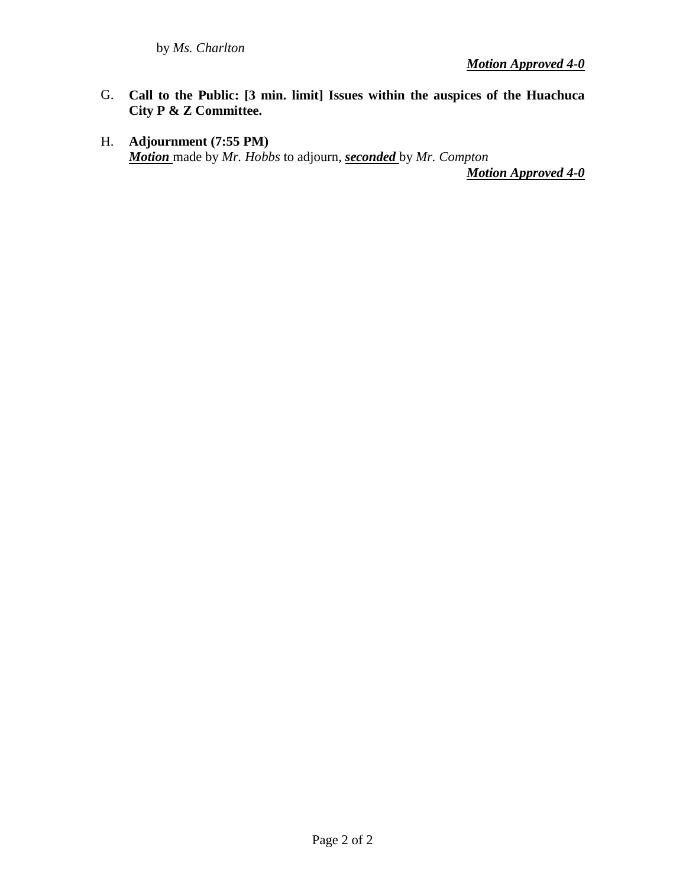by *Ms. Charlton*

***Motion Approved 4-0***

G. **Call to the Public: [3 min. limit] Issues within the auspices of the Huachuca City P & Z Committee.**

H. **Adjournment (7:55 PM)**
***Motion*** made by *Mr. Hobbs* to adjourn, ***seconded*** by *Mr. Compton*

***Motion Approved 4-0***